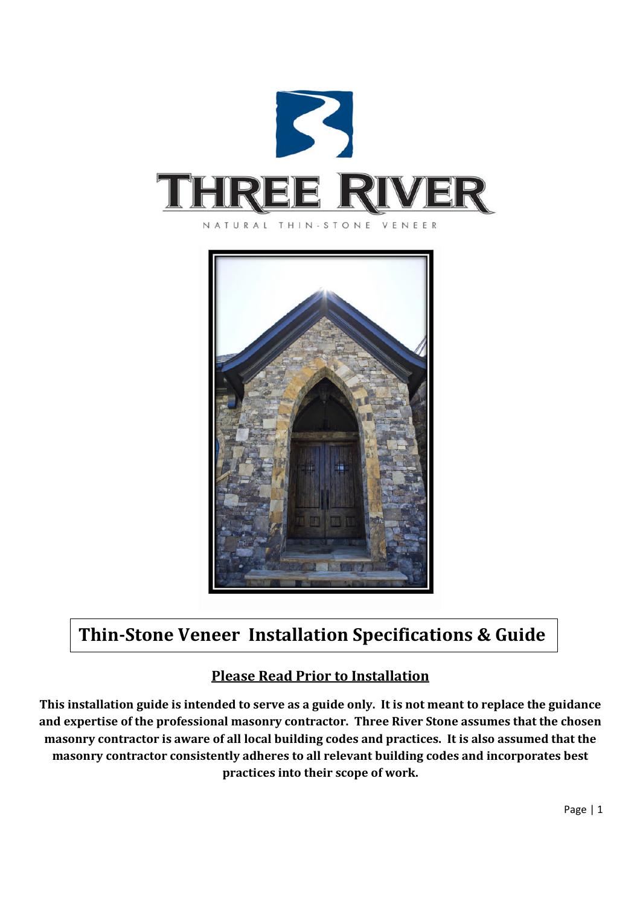# THREE RIVER

NATURAL THIN-STONE VENEER

## Thin-Stone Veneer Installation Specifications & Guide

**Please Read Prior to Installation**

**This installation guide is intended to serve as a guide only. It is not meant to replace the guidance and expertise of the professional masonry contractor. Three River Stone assumes that the chosen masonry contractor is aware of all local building codes and practices. It is also assumed that the masonry contractor consistently adheres to all relevant building codes and incorporates best practices into their scope of work.**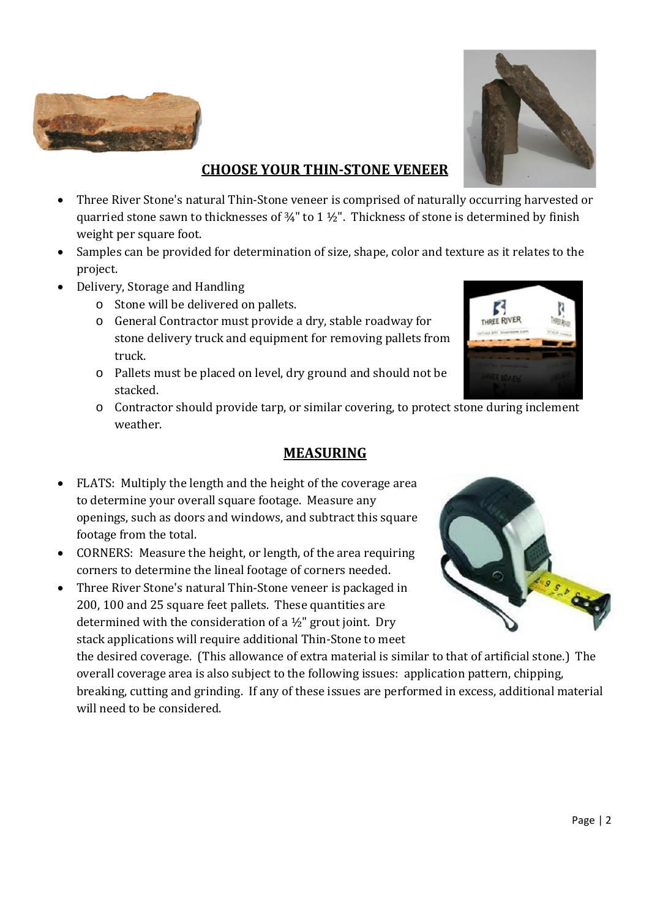## CHOOSE YOUR THIN-STONE VENEER

- Three River Stone's natural Thin-Stone veneer is comprised of naturally occurring harvested or quarried stone sawn to thicknesses of ¾" to 1 ½". Thickness of stone is determined by finish weight per square foot.
- Samples can be provided for determination of size, shape, color and texture as it relates to the project.
- Delivery, Storage and Handling
  - Stone will be delivered on pallets.
  - General Contractor must provide a dry, stable roadway for stone delivery truck and equipment for removing pallets from truck.
  - Pallets must be placed on level, dry ground and should not be stacked.
  - Contractor should provide tarp, or similar covering, to protect stone during inclement weather.

## MEASURING

- FLATS: Multiply the length and the height of the coverage area to determine your overall square footage. Measure any openings, such as doors and windows, and subtract this square footage from the total.
- CORNERS: Measure the height, or length, of the area requiring corners to determine the lineal footage of corners needed.
- Three River Stone's natural Thin-Stone veneer is packaged in 200, 100 and 25 square feet pallets. These quantities are determined with the consideration of a ½" grout joint. Dry stack applications will require additional Thin-Stone to meet the desired coverage. (This allowance of extra material is similar to that of artificial stone.) The overall coverage area is also subject to the following issues: application pattern, chipping, breaking, cutting and grinding. If any of these issues are performed in excess, additional material will need to be considered.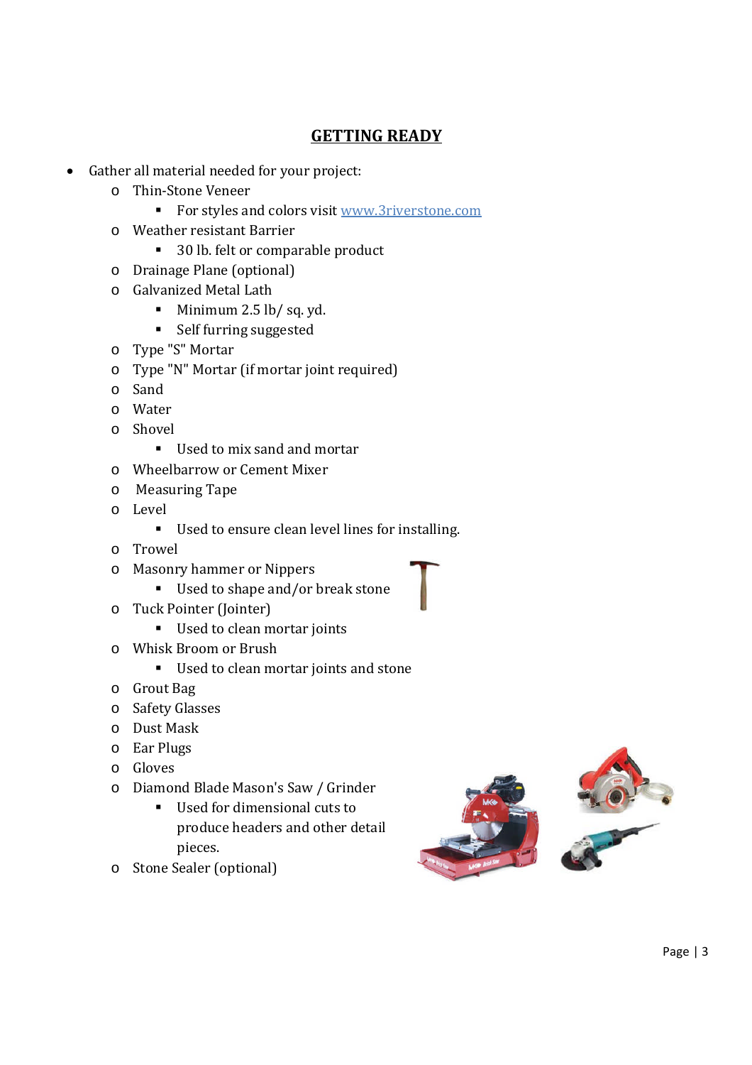## GETTING READY

- Gather all material needed for your project:
  - Thin-Stone Veneer
    - For styles and colors visit [www.3riverstone.com](http://www.3riverstone.com)
  - Weather resistant Barrier
    - 30 lb. felt or comparable product
  - Drainage Plane (optional)
  - Galvanized Metal Lath
    - Minimum 2.5 lb/ sq. yd.
    - Self furring suggested
  - Type "S" Mortar
  - Type "N" Mortar (if mortar joint required)
  - Sand
  - Water
  - Shovel
    - Used to mix sand and mortar
  - Wheelbarrow or Cement Mixer
  - Measuring Tape
  - Level
    - Used to ensure clean level lines for installing.
  - Trowel
  - Masonry hammer or Nippers
    - Used to shape and/or break stone
  - Tuck Pointer (Jointer)
    - Used to clean mortar joints
  - Whisk Broom or Brush
    - Used to clean mortar joints and stone
  - Grout Bag
  - Safety Glasses
  - Dust Mask
  - Ear Plugs
  - Gloves
  - Diamond Blade Mason's Saw / Grinder
    - Used for dimensional cuts to produce headers and other detail pieces.
  - Stone Sealer (optional)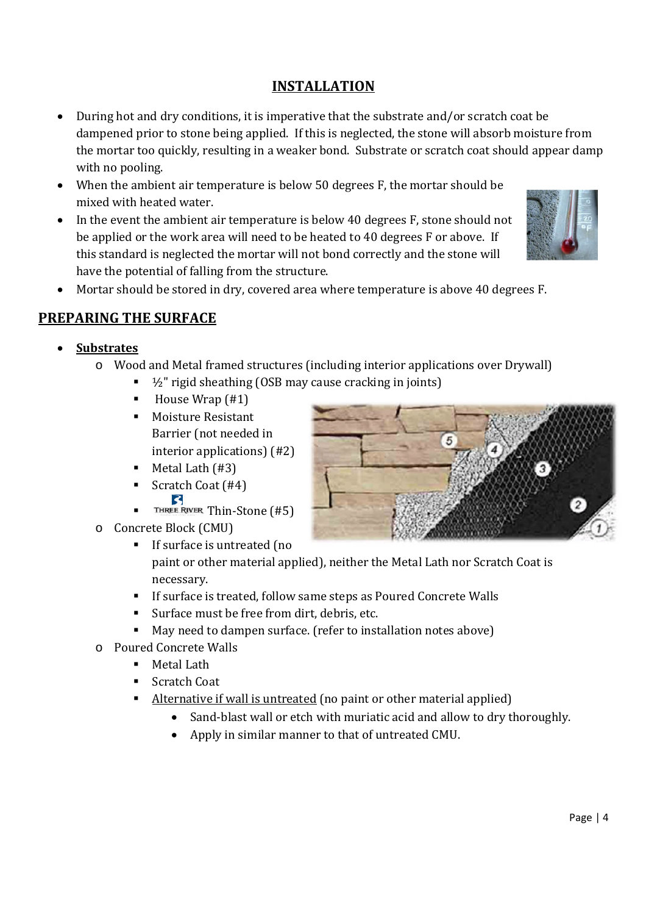## INSTALLATION

- During hot and dry conditions, it is imperative that the substrate and/or scratch coat be dampened prior to stone being applied. If this is neglected, the stone will absorb moisture from the mortar too quickly, resulting in a weaker bond. Substrate or scratch coat should appear damp with no pooling.
- When the ambient air temperature is below 50 degrees F, the mortar should be mixed with heated water.
- In the event the ambient air temperature is below 40 degrees F, stone should not be applied or the work area will need to be heated to 40 degrees F or above. If this standard is neglected the mortar will not bond correctly and the stone will have the potential of falling from the structure.
- Mortar should be stored in dry, covered area where temperature is above 40 degrees F.

## PREPARING THE SURFACE

- **Substrates**
  - Wood and Metal framed structures (including interior applications over Drywall)
    - ½" rigid sheathing (OSB may cause cracking in joints)
    - House Wrap (#1)
    - Moisture Resistant Barrier (not needed in interior applications) (#2)
    - Metal Lath (#3)
    - Scratch Coat (#4)
    - THREE RIVER Thin-Stone (#5)
  - Concrete Block (CMU)
    - If surface is untreated (no paint or other material applied), neither the Metal Lath nor Scratch Coat is necessary.
    - If surface is treated, follow same steps as Poured Concrete Walls
    - Surface must be free from dirt, debris, etc.
    - May need to dampen surface. (refer to installation notes above)
  - Poured Concrete Walls
    - Metal Lath
    - Scratch Coat
    - Alternative if wall is untreated (no paint or other material applied)
      - Sand-blast wall or etch with muriatic acid and allow to dry thoroughly.
      - Apply in similar manner to that of untreated CMU.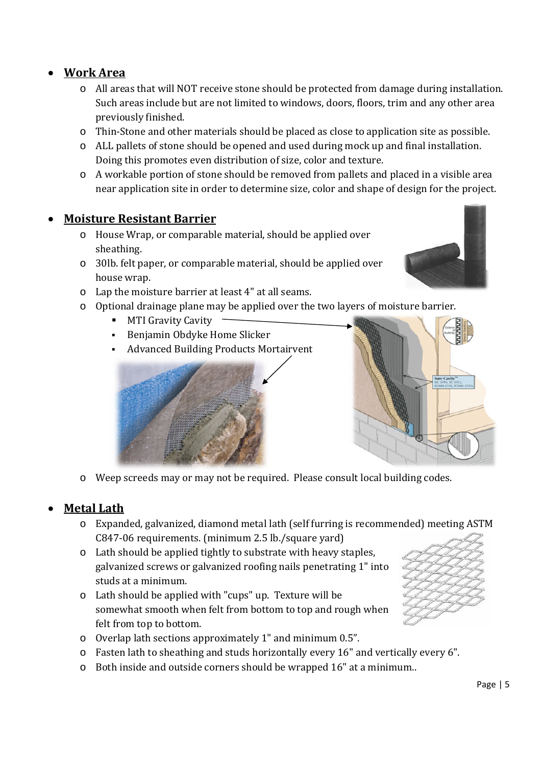- **Work Area**
  - All areas that will NOT receive stone should be protected from damage during installation. Such areas include but are not limited to windows, doors, floors, trim and any other area previously finished.
  - Thin-Stone and other materials should be placed as close to application site as possible.
  - ALL pallets of stone should be opened and used during mock up and final installation. Doing this promotes even distribution of size, color and texture.
  - A workable portion of stone should be removed from pallets and placed in a visible area near application site in order to determine size, color and shape of design for the project.

- **Moisture Resistant Barrier**
  - House Wrap, or comparable material, should be applied over sheathing.
  - 30lb. felt paper, or comparable material, should be applied over house wrap.
  - Lap the moisture barrier at least 4" at all seams.
  - Optional drainage plane may be applied over the two layers of moisture barrier.
    - MTI Gravity Cavity
    - Benjamin Obdyke Home Slicker
    - Advanced Building Products Mortairvent
  - Weep screeds may or may not be required. Please consult local building codes.

- **Metal Lath**
  - Expanded, galvanized, diamond metal lath (self furring is recommended) meeting ASTM C847-06 requirements. (minimum 2.5 lb./square yard)
  - Lath should be applied tightly to substrate with heavy staples, galvanized screws or galvanized roofing nails penetrating 1" into studs at a minimum.
  - Lath should be applied with "cups" up. Texture will be somewhat smooth when felt from bottom to top and rough when felt from top to bottom.
  - Overlap lath sections approximately 1" and minimum 0.5".
  - Fasten lath to sheathing and studs horizontally every 16" and vertically every 6".
  - Both inside and outside corners should be wrapped 16" at a minimum..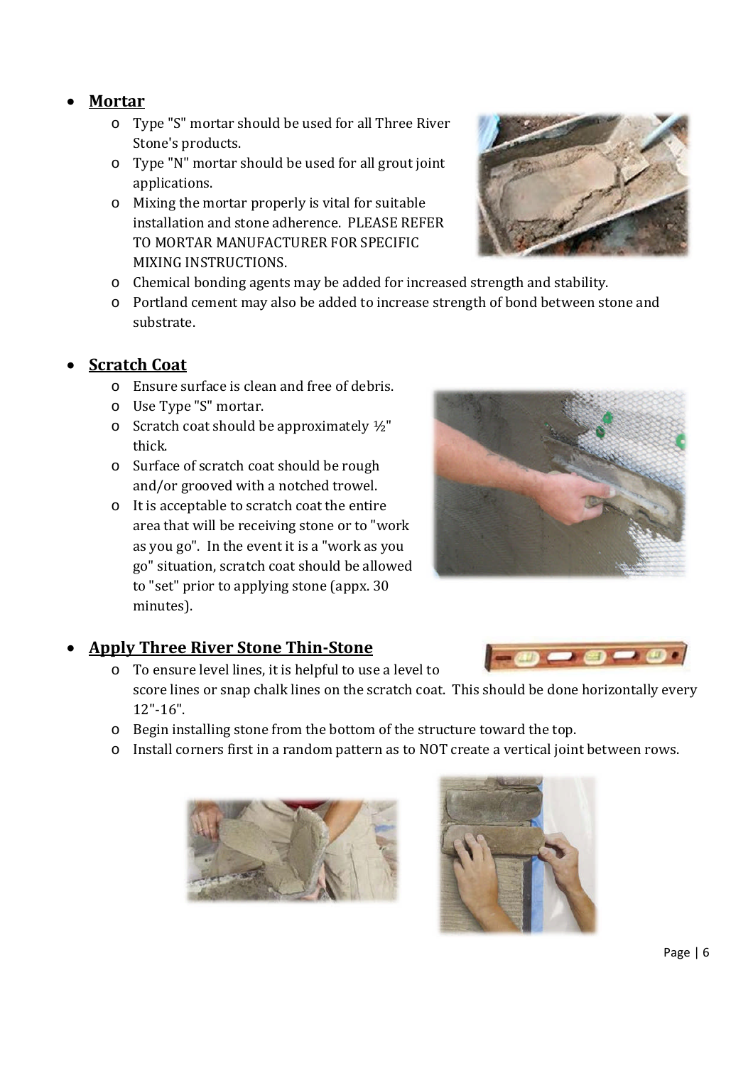- **Mortar**
  - Type "S" mortar should be used for all Three River Stone's products.
  - Type "N" mortar should be used for all grout joint applications.
  - Mixing the mortar properly is vital for suitable installation and stone adherence. PLEASE REFER TO MORTAR MANUFACTURER FOR SPECIFIC MIXING INSTRUCTIONS.
  - Chemical bonding agents may be added for increased strength and stability.
  - Portland cement may also be added to increase strength of bond between stone and substrate.

- **Scratch Coat**
  - Ensure surface is clean and free of debris.
  - Use Type "S" mortar.
  - Scratch coat should be approximately ½" thick.
  - Surface of scratch coat should be rough and/or grooved with a notched trowel.
  - It is acceptable to scratch coat the entire area that will be receiving stone or to "work as you go". In the event it is a "work as you go" situation, scratch coat should be allowed to "set" prior to applying stone (appx. 30 minutes).

- **Apply Three River Stone Thin-Stone**
  - To ensure level lines, it is helpful to use a level to score lines or snap chalk lines on the scratch coat. This should be done horizontally every 12"-16".
  - Begin installing stone from the bottom of the structure toward the top.
  - Install corners first in a random pattern as to NOT create a vertical joint between rows.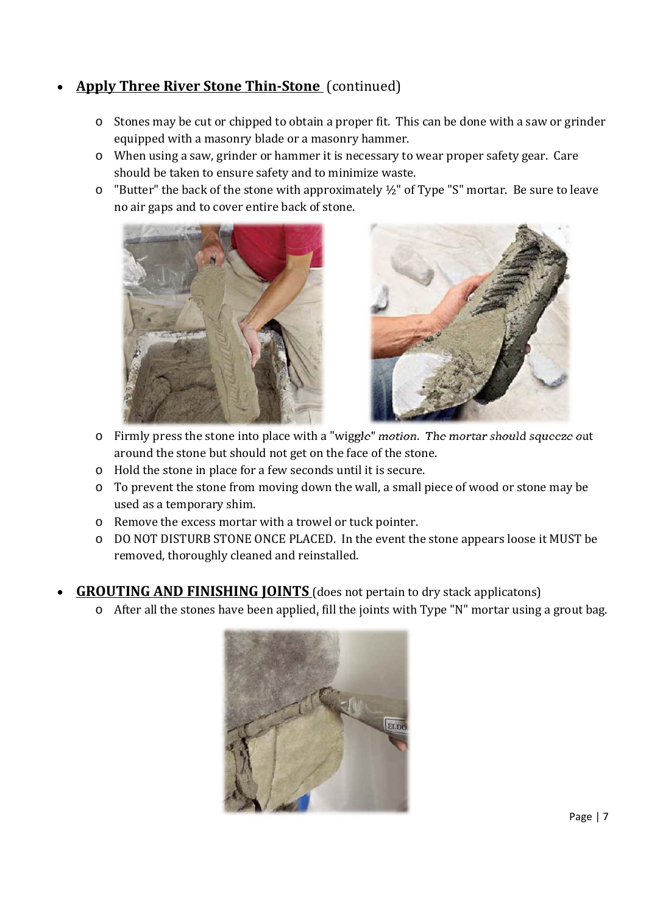- **Apply Three River Stone Thin-Stone** (continued)

    - Stones may be cut or chipped to obtain a proper fit. This can be done with a saw or grinder equipped with a masonry blade or a masonry hammer.
    - When using a saw, grinder or hammer it is necessary to wear proper safety gear. Care should be taken to ensure safety and to minimize waste.
    - "Butter" the back of the stone with approximately ½" of Type "S" mortar. Be sure to leave no air gaps and to cover entire back of stone.
    - Firmly press the stone into place with a "wiggle" motion. The mortar should squeeze out around the stone but should not get on the face of the stone.
    - Hold the stone in place for a few seconds until it is secure.
    - To prevent the stone from moving down the wall, a small piece of wood or stone may be used as a temporary shim.
    - Remove the excess mortar with a trowel or tuck pointer.
    - DO NOT DISTURB STONE ONCE PLACED. In the event the stone appears loose it MUST be removed, thoroughly cleaned and reinstalled.

- **GROUTING AND FINISHING JOINTS** (does not pertain to dry stack applicatons)
    - After all the stones have been applied, fill the joints with Type "N" mortar using a grout bag.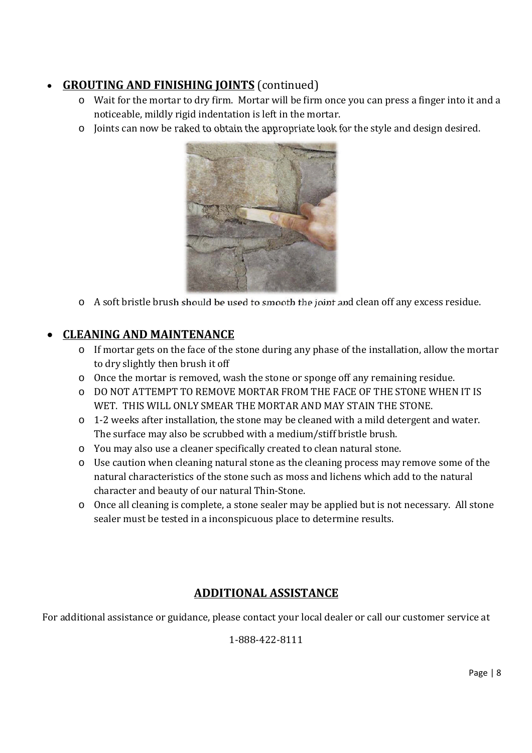- **GROUTING AND FINISHING JOINTS** (continued)
  - Wait for the mortar to dry firm. Mortar will be firm once you can press a finger into it and a noticeable, mildly rigid indentation is left in the mortar.
  - Joints can now be raked to obtain the appropriate look for the style and design desired.
  - A soft bristle brush should be used to smooth the joint and clean off any excess residue.

- **CLEANING AND MAINTENANCE**
  - If mortar gets on the face of the stone during any phase of the installation, allow the mortar to dry slightly then brush it off
  - Once the mortar is removed, wash the stone or sponge off any remaining residue.
  - DO NOT ATTEMPT TO REMOVE MORTAR FROM THE FACE OF THE STONE WHEN IT IS WET. THIS WILL ONLY SMEAR THE MORTAR AND MAY STAIN THE STONE.
  - 1-2 weeks after installation, the stone may be cleaned with a mild detergent and water. The surface may also be scrubbed with a medium/stiff bristle brush.
  - You may also use a cleaner specifically created to clean natural stone.
  - Use caution when cleaning natural stone as the cleaning process may remove some of the natural characteristics of the stone such as moss and lichens which add to the natural character and beauty of our natural Thin-Stone.
  - Once all cleaning is complete, a stone sealer may be applied but is not necessary. All stone sealer must be tested in a inconspicuous place to determine results.

## ADDITIONAL ASSISTANCE

For additional assistance or guidance, please contact your local dealer or call our customer service at

1-888-422-8111